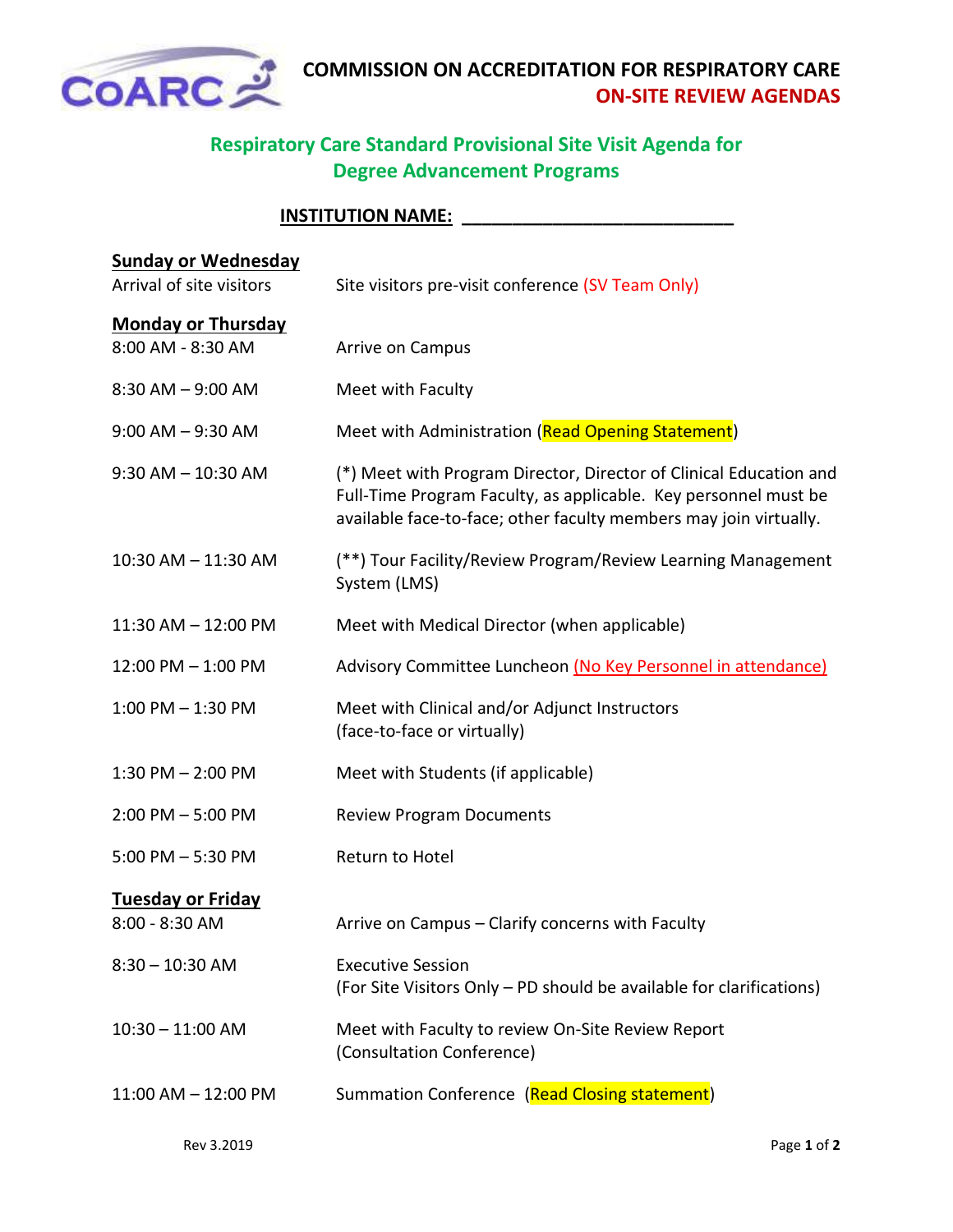# COMMISSION ON ACCREDITATION FOR RESPIRATORY CARE
## ON-SITE REVIEW AGENDAS

## Respiratory Care Standard Provisional Site Visit Agenda for Degree Advancement Programs

**INSTITUTION NAME:** ___________________________

**Sunday or Wednesday**

| | |
|---|---|
| Arrival of site visitors | Site visitors pre-visit conference (SV Team Only) |

**Monday or Thursday**

| | |
|---|---|
| 8:00 AM - 8:30 AM | Arrive on Campus |
| 8:30 AM – 9:00 AM | Meet with Faculty |
| 9:00 AM – 9:30 AM | Meet with Administration (Read Opening Statement) |
| 9:30 AM – 10:30 AM | (*) Meet with Program Director, Director of Clinical Education and Full-Time Program Faculty, as applicable. Key personnel must be available face-to-face; other faculty members may join virtually. |
| 10:30 AM – 11:30 AM | (**) Tour Facility/Review Program/Review Learning Management System (LMS) |
| 11:30 AM – 12:00 PM | Meet with Medical Director (when applicable) |
| 12:00 PM – 1:00 PM | Advisory Committee Luncheon (No Key Personnel in attendance) |
| 1:00 PM – 1:30 PM | Meet with Clinical and/or Adjunct Instructors (face-to-face or virtually) |
| 1:30 PM – 2:00 PM | Meet with Students (if applicable) |
| 2:00 PM – 5:00 PM | Review Program Documents |
| 5:00 PM – 5:30 PM | Return to Hotel |

**Tuesday or Friday**

| | |
|---|---|
| 8:00 - 8:30 AM | Arrive on Campus – Clarify concerns with Faculty |
| 8:30 – 10:30 AM | Executive Session (For Site Visitors Only – PD should be available for clarifications) |
| 10:30 – 11:00 AM | Meet with Faculty to review On-Site Review Report (Consultation Conference) |
| 11:00 AM – 12:00 PM | Summation Conference (Read Closing statement) |

Rev 3.2019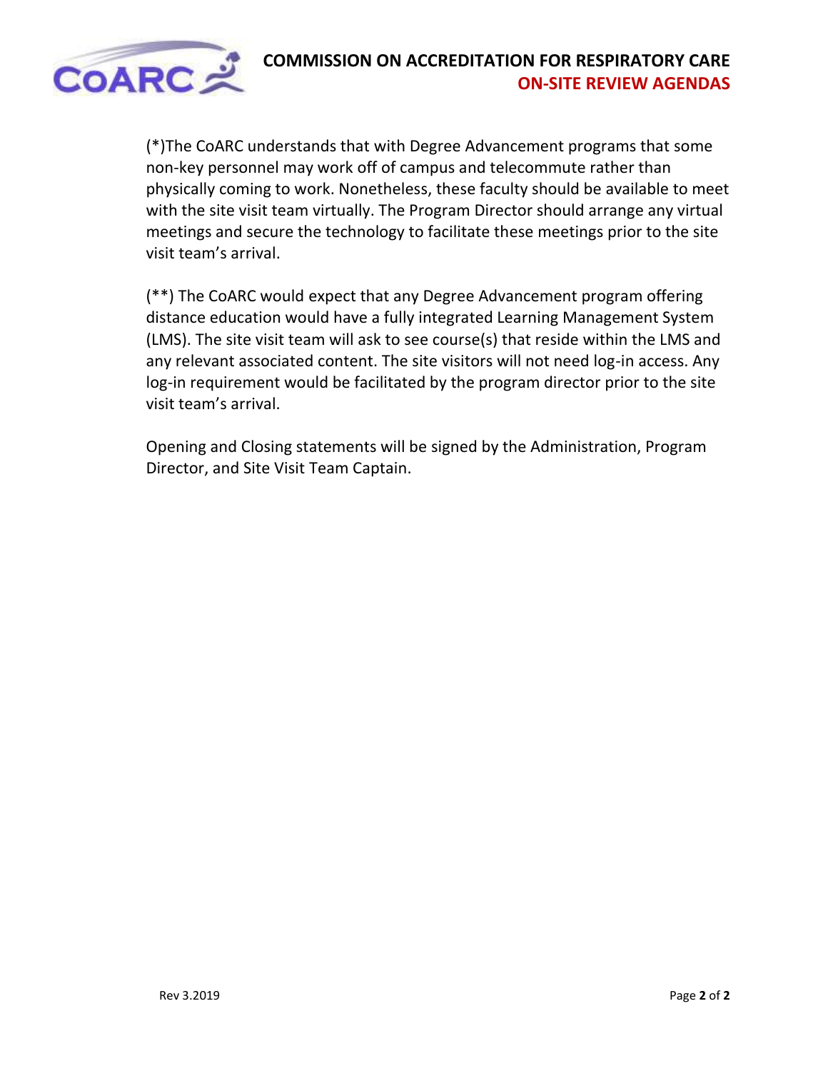(*)The CoARC understands that with Degree Advancement programs that some non-key personnel may work off of campus and telecommute rather than physically coming to work. Nonetheless, these faculty should be available to meet with the site visit team virtually. The Program Director should arrange any virtual meetings and secure the technology to facilitate these meetings prior to the site visit team's arrival.

(**) The CoARC would expect that any Degree Advancement program offering distance education would have a fully integrated Learning Management System (LMS). The site visit team will ask to see course(s) that reside within the LMS and any relevant associated content. The site visitors will not need log-in access. Any log-in requirement would be facilitated by the program director prior to the site visit team's arrival.

Opening and Closing statements will be signed by the Administration, Program Director, and Site Visit Team Captain.